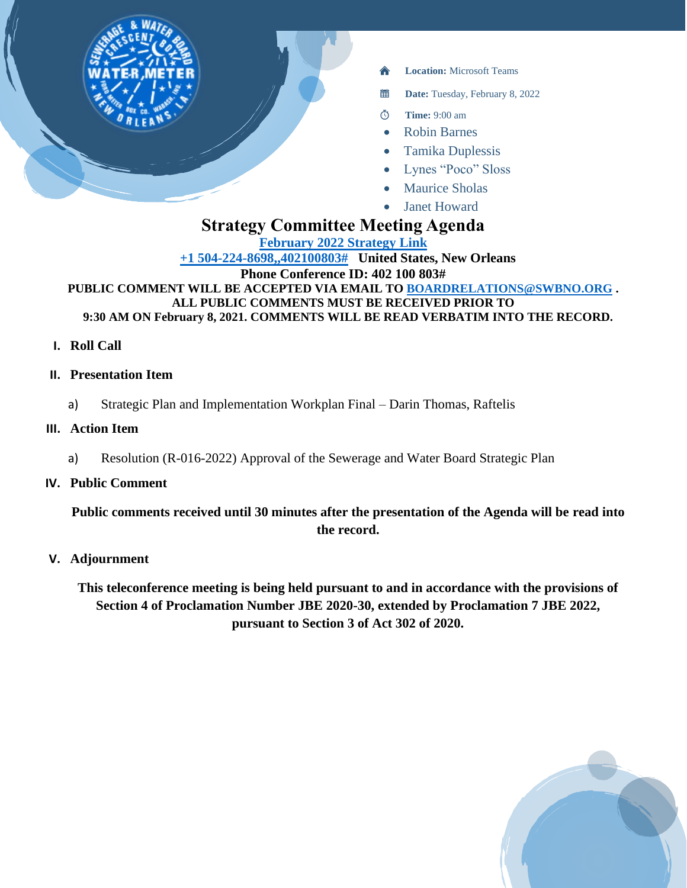**Location:** Microsoft Teams

**Date:** Tuesday, February 8, 2022

**Time:** 9:00 am

- Robin Barnes
- Tamika Duplessis
- Lynes "Poco" Sloss
- Maurice Sholas
- Janet Howard

# Strategy Committee Meeting Agenda

**February 2022 Strategy Link**

**+1 504-224-8698,,402100803#   United States, New Orleans**

**Phone Conference ID: 402 100 803#**

**PUBLIC COMMENT WILL BE ACCEPTED VIA EMAIL TO BOARDRELATIONS@SWBNO.ORG . ALL PUBLIC COMMENTS MUST BE RECEIVED PRIOR TO 9:30 AM ON February 8, 2021. COMMENTS WILL BE READ VERBATIM INTO THE RECORD.**

## I. Roll Call

## II. Presentation Item

a) Strategic Plan and Implementation Workplan Final – Darin Thomas, Raftelis

## III. Action Item

a) Resolution (R-016-2022) Approval of the Sewerage and Water Board Strategic Plan

## IV. Public Comment

**Public comments received until 30 minutes after the presentation of the Agenda will be read into the record.**

## V. Adjournment

**This teleconference meeting is being held pursuant to and in accordance with the provisions of Section 4 of Proclamation Number JBE 2020-30, extended by Proclamation 7 JBE 2022, pursuant to Section 3 of Act 302 of 2020.**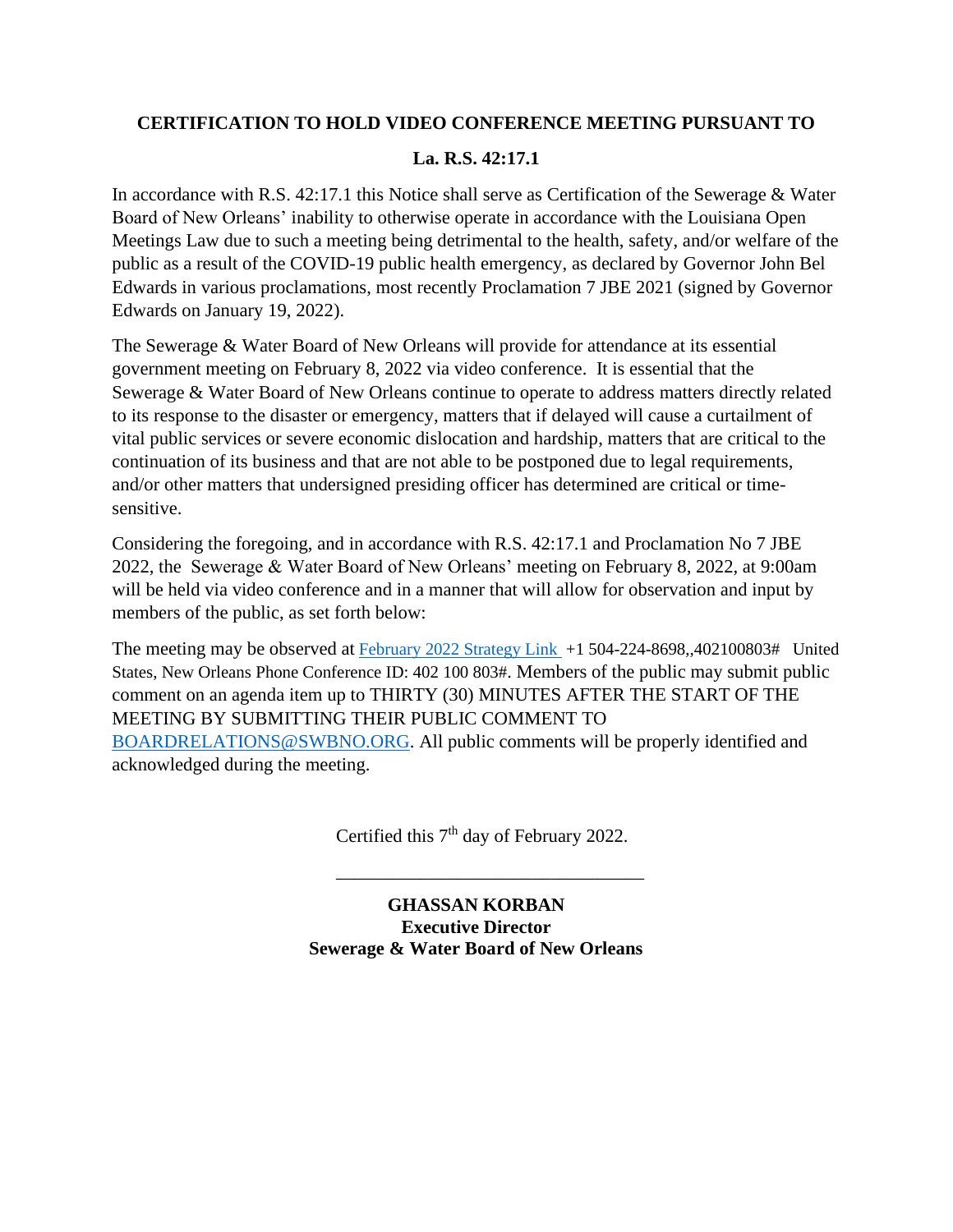**CERTIFICATION TO HOLD VIDEO CONFERENCE MEETING PURSUANT TO**

**La. R.S. 42:17.1**

In accordance with R.S. 42:17.1 this Notice shall serve as Certification of the Sewerage & Water Board of New Orleans' inability to otherwise operate in accordance with the Louisiana Open Meetings Law due to such a meeting being detrimental to the health, safety, and/or welfare of the public as a result of the COVID-19 public health emergency, as declared by Governor John Bel Edwards in various proclamations, most recently Proclamation 7 JBE 2021 (signed by Governor Edwards on January 19, 2022).

The Sewerage & Water Board of New Orleans will provide for attendance at its essential government meeting on February 8, 2022 via video conference. It is essential that the Sewerage & Water Board of New Orleans continue to operate to address matters directly related to its response to the disaster or emergency, matters that if delayed will cause a curtailment of vital public services or severe economic dislocation and hardship, matters that are critical to the continuation of its business and that are not able to be postponed due to legal requirements, and/or other matters that undersigned presiding officer has determined are critical or time-sensitive.

Considering the foregoing, and in accordance with R.S. 42:17.1 and Proclamation No 7 JBE 2022, the Sewerage & Water Board of New Orleans' meeting on February 8, 2022, at 9:00am will be held via video conference and in a manner that will allow for observation and input by members of the public, as set forth below:

The meeting may be observed at February 2022 Strategy Link +1 504-224-8698,,402100803# United States, New Orleans Phone Conference ID: 402 100 803#. Members of the public may submit public comment on an agenda item up to THIRTY (30) MINUTES AFTER THE START OF THE MEETING BY SUBMITTING THEIR PUBLIC COMMENT TO BOARDRELATIONS@SWBNO.ORG. All public comments will be properly identified and acknowledged during the meeting.

Certified this 7th day of February 2022.

\_\_\_\_\_\_\_\_\_\_\_\_\_\_\_\_\_\_\_\_\_\_\_\_\_\_\_\_\_\_\_\_

**GHASSAN KORBAN**
**Executive Director**
**Sewerage & Water Board of New Orleans**